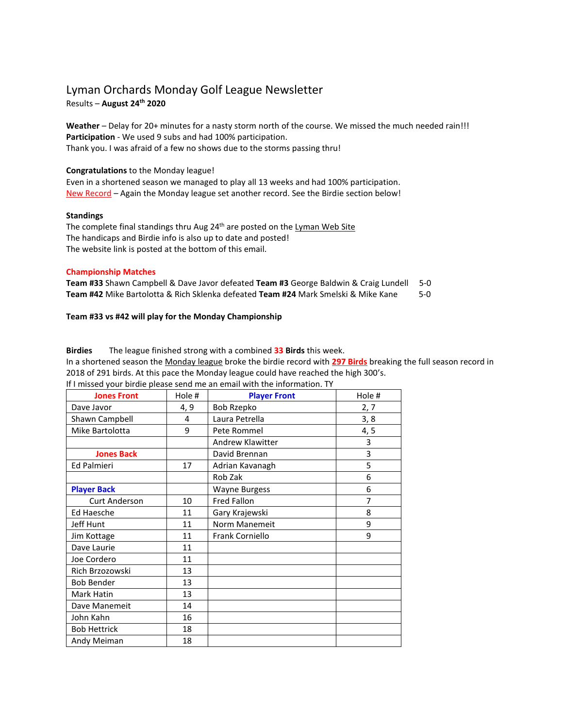# Lyman Orchards Monday Golf League Newsletter

Results – **August 24th 2020**

**Weather** – Delay for 20+ minutes for a nasty storm north of the course. We missed the much needed rain!!!
**Participation** - We used 9 subs and had 100% participation.
Thank you. I was afraid of a few no shows due to the storms passing thru!

**Congratulations** to the Monday league!
Even in a shortened season we managed to play all 13 weeks and had 100% participation.
New Record – Again the Monday league set another record. See the Birdie section below!

**Standings**
The complete final standings thru Aug 24th are posted on the Lyman Web Site
The handicaps and Birdie info is also up to date and posted!
The website link is posted at the bottom of this email.

**Championship Matches**

**Team #33** Shawn Campbell & Dave Javor defeated **Team #3** George Baldwin & Craig Lundell 5-0
**Team #42** Mike Bartolotta & Rich Sklenka defeated **Team #24** Mark Smelski & Mike Kane 5-0

**Team #33 vs #42 will play for the Monday Championship**

**Birdies** The league finished strong with a combined **33 Birds** this week.
In a shortened season the Monday league broke the birdie record with **297 Birds** breaking the full season record in 2018 of 291 birds. At this pace the Monday league could have reached the high 300's.
If I missed your birdie please send me an email with the information. TY

| Jones Front | Hole # | Player Front | Hole # |
|---|---|---|---|
| Dave Javor | 4, 9 | Bob Rzepko | 2, 7 |
| Shawn Campbell | 4 | Laura Petrella | 3, 8 |
| Mike Bartolotta | 9 | Pete Rommel | 4, 5 |
| | | Andrew Klawitter | 3 |
| **Jones Back** | | David Brennan | 3 |
| Ed Palmieri | 17 | Adrian Kavanagh | 5 |
| | | Rob Zak | 6 |
| **Player Back** | | Wayne Burgess | 6 |
| Curt Anderson | 10 | Fred Fallon | 7 |
| Ed Haesche | 11 | Gary Krajewski | 8 |
| Jeff Hunt | 11 | Norm Manemeit | 9 |
| Jim Kottage | 11 | Frank Corniello | 9 |
| Dave Laurie | 11 | | |
| Joe Cordero | 11 | | |
| Rich Brzozowski | 13 | | |
| Bob Bender | 13 | | |
| Mark Hatin | 13 | | |
| Dave Manemeit | 14 | | |
| John Kahn | 16 | | |
| Bob Hettrick | 18 | | |
| Andy Meiman | 18 | | |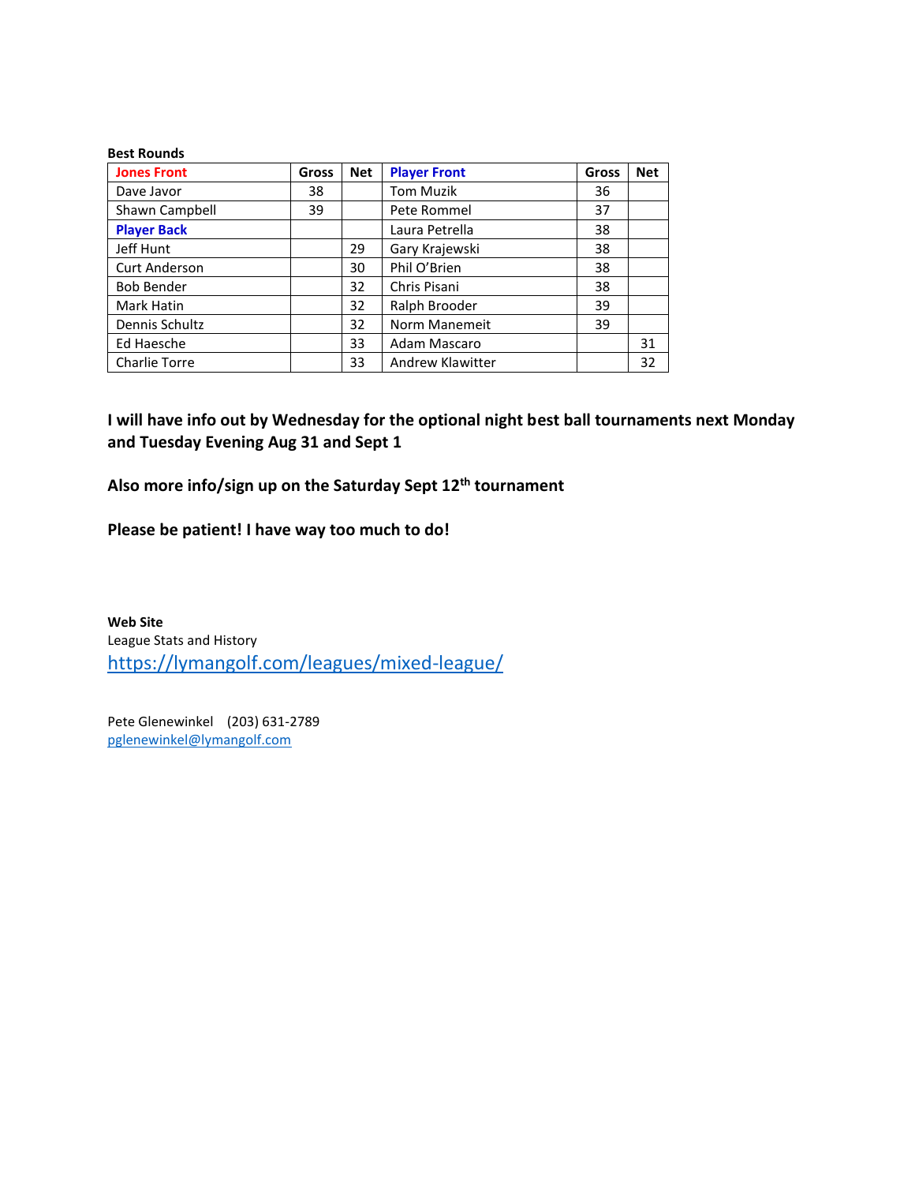**Best Rounds**

| Jones Front | Gross | Net | Player Front | Gross | Net |
|---|---|---|---|---|---|
| Dave Javor | 38 | | Tom Muzik | 36 | |
| Shawn Campbell | 39 | | Pete Rommel | 37 | |
| Player Back | | | Laura Petrella | 38 | |
| Jeff Hunt | | 29 | Gary Krajewski | 38 | |
| Curt Anderson | | 30 | Phil O'Brien | 38 | |
| Bob Bender | | 32 | Chris Pisani | 38 | |
| Mark Hatin | | 32 | Ralph Brooder | 39 | |
| Dennis Schultz | | 32 | Norm Manemeit | 39 | |
| Ed Haesche | | 33 | Adam Mascaro | | 31 |
| Charlie Torre | | 33 | Andrew Klawitter | | 32 |

**I will have info out by Wednesday for the optional night best ball tournaments next Monday and Tuesday Evening Aug 31 and Sept 1**

**Also more info/sign up on the Saturday Sept 12th tournament**

**Please be patient! I have way too much to do!**

**Web Site**
League Stats and History
https://lymangolf.com/leagues/mixed-league/

Pete Glenewinkel (203) 631-2789
pglenewinkel@lymangolf.com